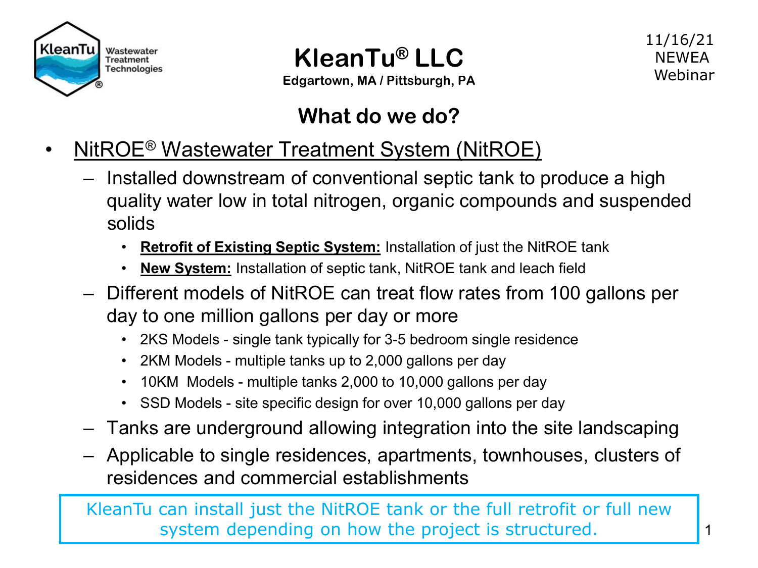KleanTu Wastewater Treatment Technologies

# KleanTu® LLC

**Edgartown, MA / Pittsburgh, PA**

11/16/21
NEWEA
Webinar

## What do we do?

- NitROE® Wastewater Treatment System (NitROE)
  - Installed downstream of conventional septic tank to produce a high quality water low in total nitrogen, organic compounds and suspended solids
    - **Retrofit of Existing Septic System:** Installation of just the NitROE tank
    - **New System:** Installation of septic tank, NitROE tank and leach field
  - Different models of NitROE can treat flow rates from 100 gallons per day to one million gallons per day or more
    - 2KS Models - single tank typically for 3-5 bedroom single residence
    - 2KM Models - multiple tanks up to 2,000 gallons per day
    - 10KM Models - multiple tanks 2,000 to 10,000 gallons per day
    - SSD Models - site specific design for over 10,000 gallons per day
  - Tanks are underground allowing integration into the site landscaping
  - Applicable to single residences, apartments, townhouses, clusters of residences and commercial establishments

KleanTu can install just the NitROE tank or the full retrofit or full new system depending on how the project is structured.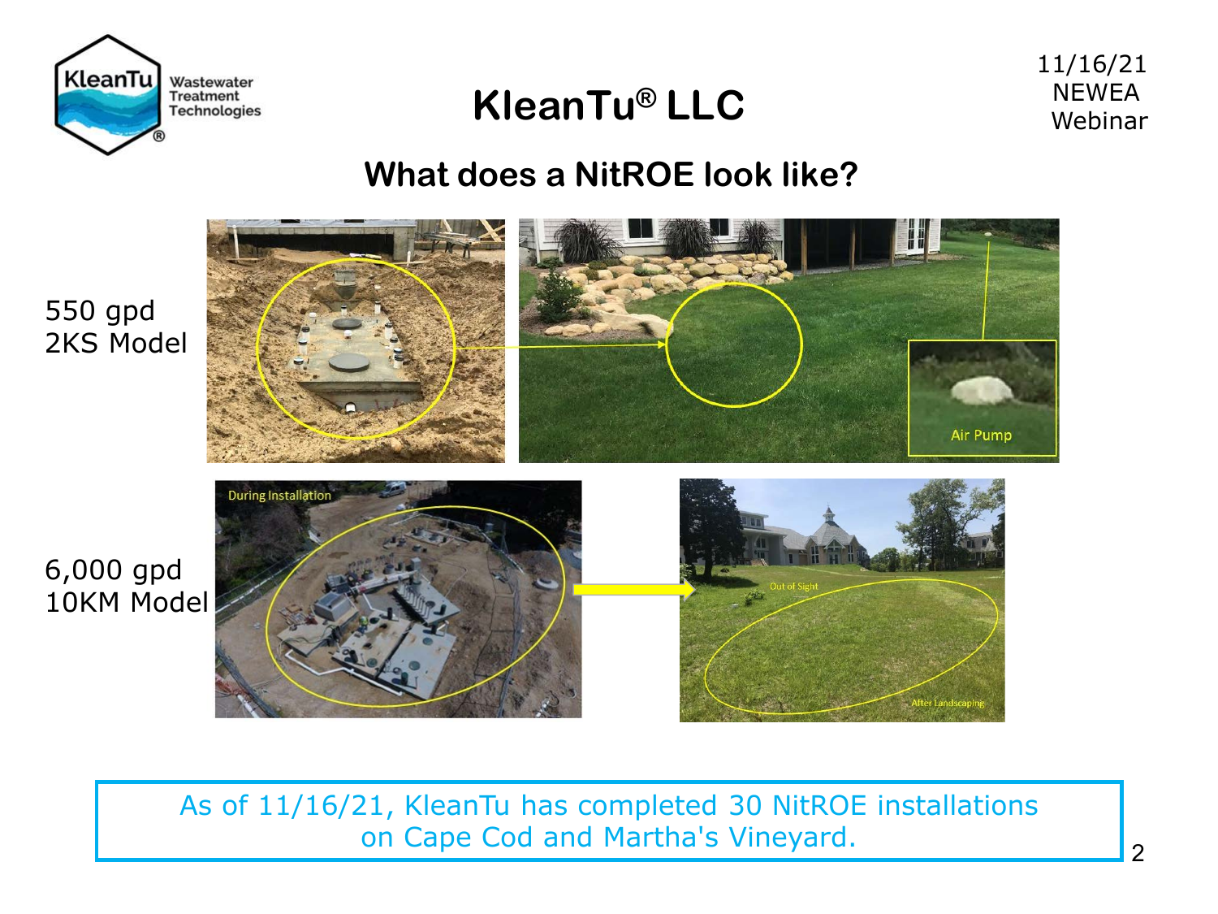# KleanTu® LLC

## What does a NitROE look like?

550 gpd
2KS Model

Air Pump

6,000 gpd
10KM Model

During Installation

Out of Sight

After Landscaping

As of 11/16/21, KleanTu has completed 30 NitROE installations on Cape Cod and Martha's Vineyard.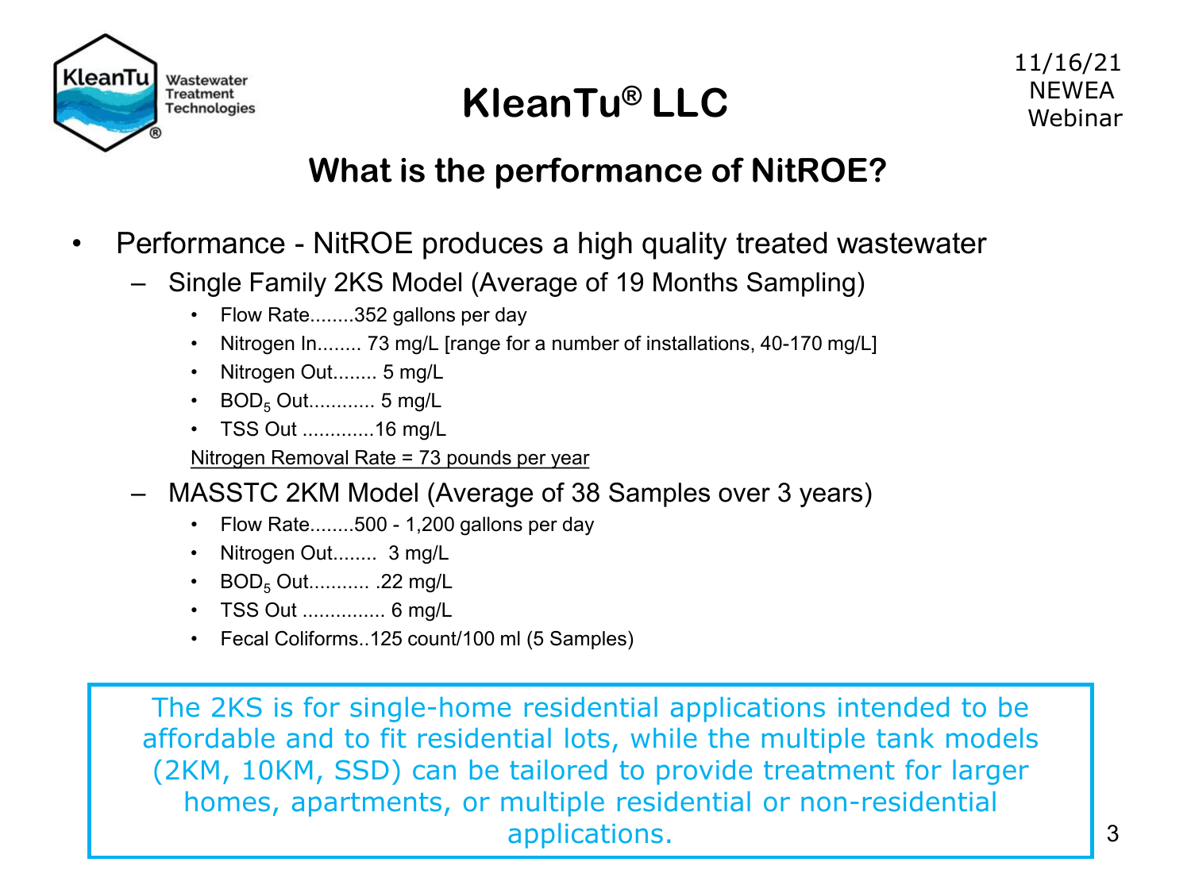# KleanTu® LLC

## What is the performance of NitROE?

- Performance - NitROE produces a high quality treated wastewater
  - Single Family 2KS Model (Average of 19 Months Sampling)
    - Flow Rate........352 gallons per day
    - Nitrogen In........ 73 mg/L [range for a number of installations, 40-170 mg/L]
    - Nitrogen Out........ 5 mg/L
    - $BOD_5$ Out............ 5 mg/L
    - TSS Out .............16 mg/L

    Nitrogen Removal Rate = 73 pounds per year
  - MASSTC 2KM Model (Average of 38 Samples over 3 years)
    - Flow Rate........500 - 1,200 gallons per day
    - Nitrogen Out........ 3 mg/L
    - $BOD_5$ Out........... .22 mg/L
    - TSS Out ............... 6 mg/L
    - Fecal Coliforms..125 count/100 ml (5 Samples)

The 2KS is for single-home residential applications intended to be affordable and to fit residential lots, while the multiple tank models (2KM, 10KM, SSD) can be tailored to provide treatment for larger homes, apartments, or multiple residential or non-residential applications.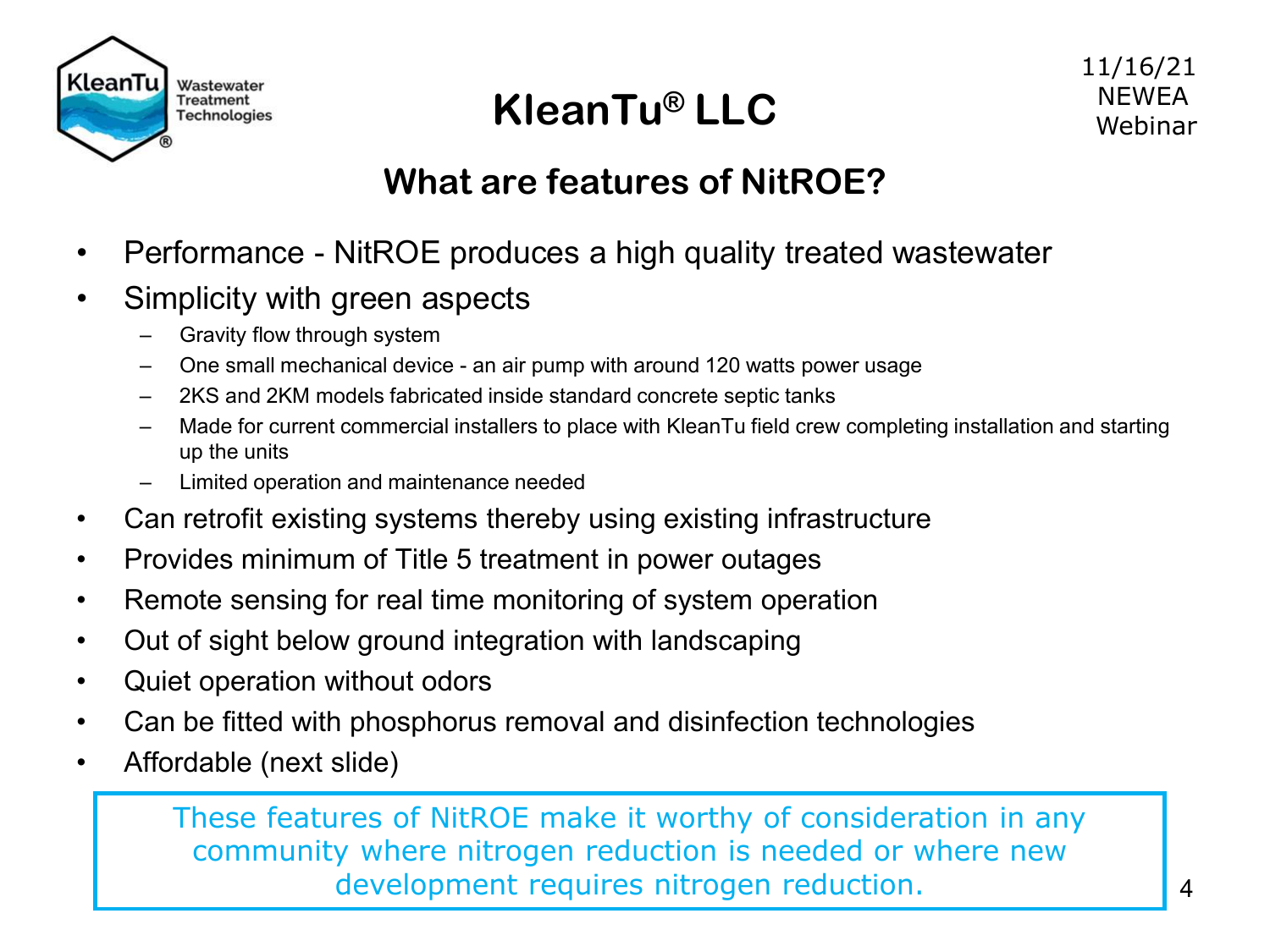# KleanTu® LLC

11/16/21
NEWEA
Webinar

## What are features of NitROE?

- Performance - NitROE produces a high quality treated wastewater
- Simplicity with green aspects
  - Gravity flow through system
  - One small mechanical device - an air pump with around 120 watts power usage
  - 2KS and 2KM models fabricated inside standard concrete septic tanks
  - Made for current commercial installers to place with KleanTu field crew completing installation and starting up the units
  - Limited operation and maintenance needed
- Can retrofit existing systems thereby using existing infrastructure
- Provides minimum of Title 5 treatment in power outages
- Remote sensing for real time monitoring of system operation
- Out of sight below ground integration with landscaping
- Quiet operation without odors
- Can be fitted with phosphorus removal and disinfection technologies
- Affordable (next slide)

These features of NitROE make it worthy of consideration in any community where nitrogen reduction is needed or where new development requires nitrogen reduction.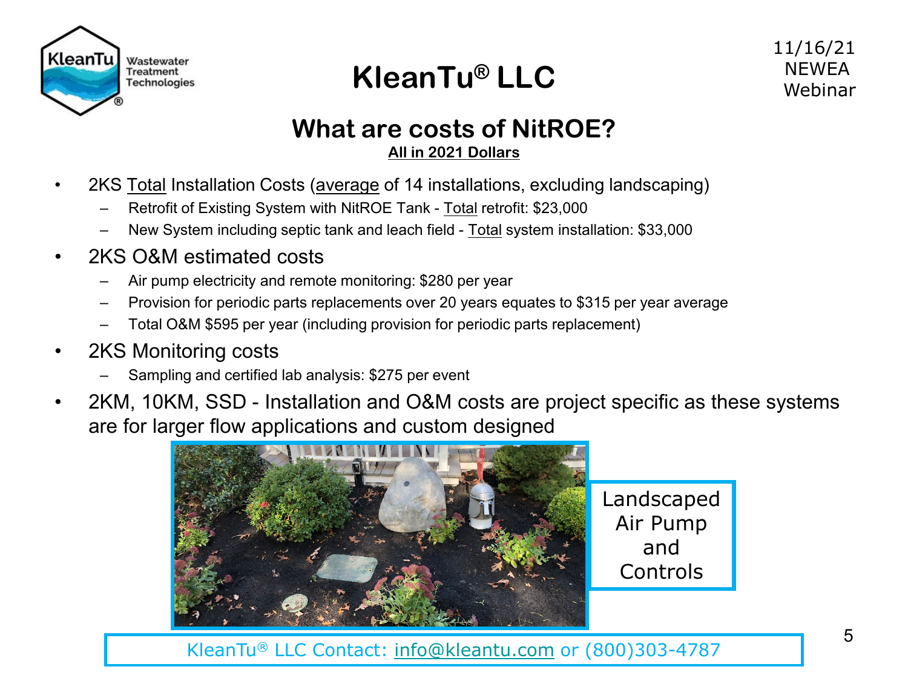KleanTu Wastewater Treatment Technologies

# KleanTu® LLC

11/16/21
NEWEA
Webinar

## What are costs of NitROE?

**All in 2021 Dollars**

- 2KS Total Installation Costs (average of 14 installations, excluding landscaping)
  - Retrofit of Existing System with NitROE Tank - Total retrofit: $23,000
  - New System including septic tank and leach field - Total system installation: $33,000
- 2KS O&M estimated costs
  - Air pump electricity and remote monitoring: $280 per year
  - Provision for periodic parts replacements over 20 years equates to $315 per year average
  - Total O&M $595 per year (including provision for periodic parts replacement)
- 2KS Monitoring costs
  - Sampling and certified lab analysis: $275 per event
- 2KM, 10KM, SSD - Installation and O&M costs are project specific as these systems are for larger flow applications and custom designed

Landscaped Air Pump and Controls

KleanTu® LLC Contact: info@kleantu.com or (800)303-4787